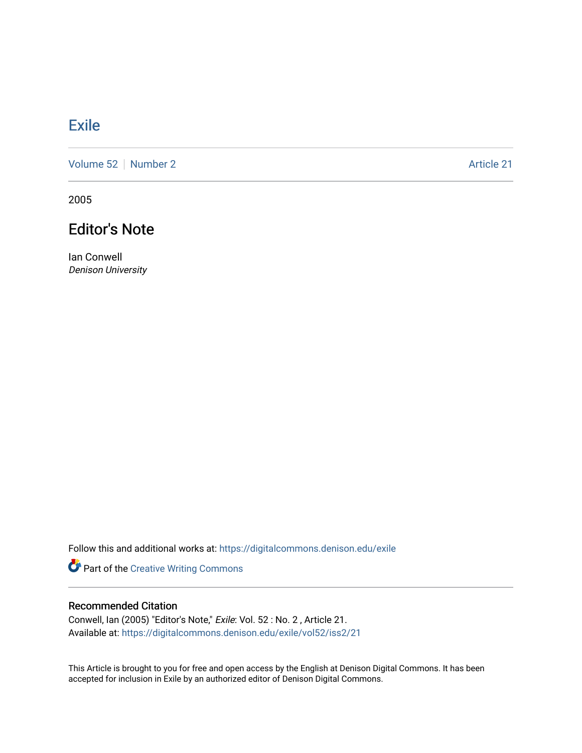# Exile

Volume 52 | Number 2 | Article 21

2005

## Editor's Note

Ian Conwell
*Denison University*

Follow this and additional works at: https://digitalcommons.denison.edu/exile

Part of the Creative Writing Commons

### Recommended Citation

Conwell, Ian (2005) "Editor's Note," *Exile*: Vol. 52 : No. 2 , Article 21.
Available at: https://digitalcommons.denison.edu/exile/vol52/iss2/21

This Article is brought to you for free and open access by the English at Denison Digital Commons. It has been accepted for inclusion in Exile by an authorized editor of Denison Digital Commons.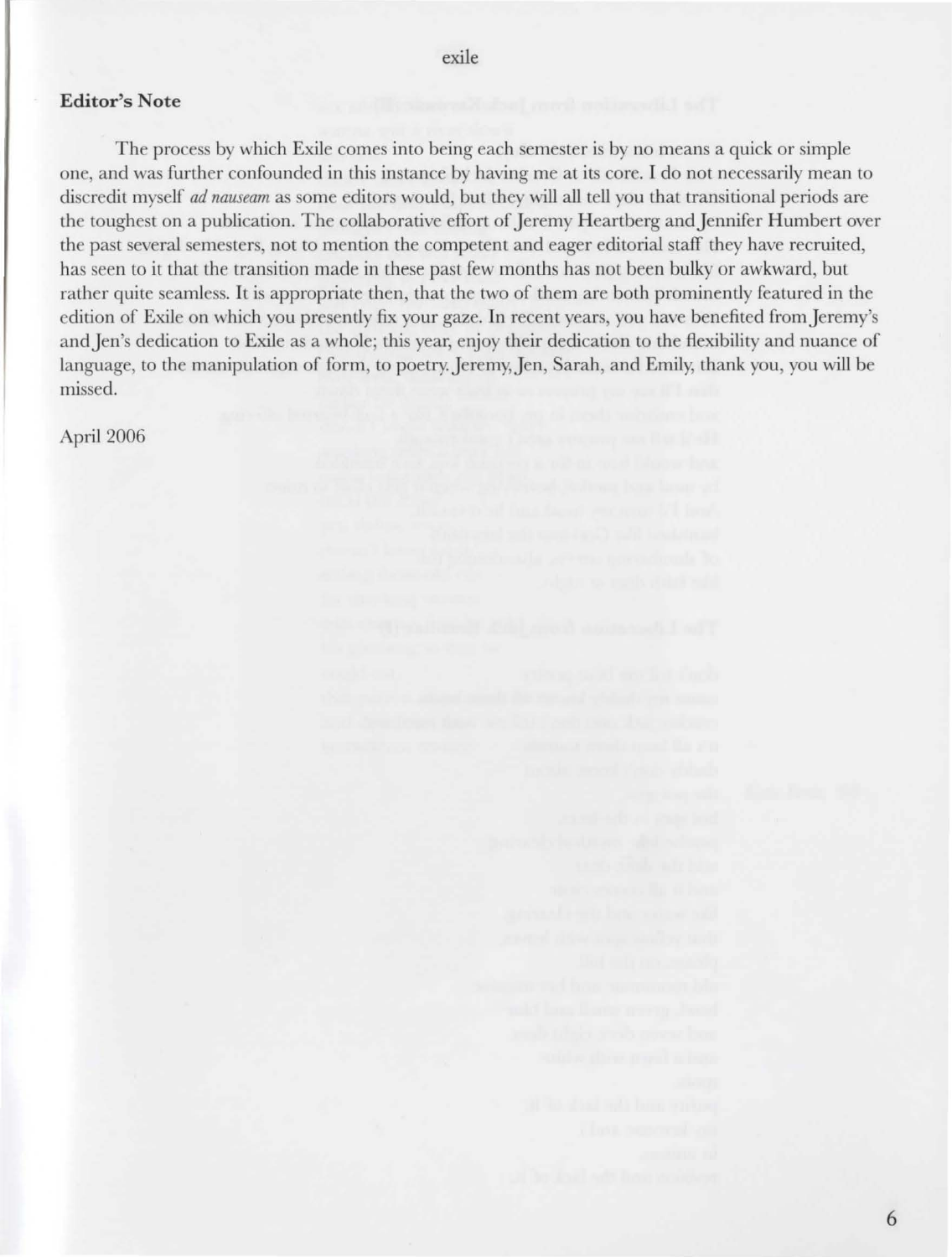## Editor's Note

The process by which Exile comes into being each semester is by no means a quick or simple one, and was further confounded in this instance by having me at its core. I do not necessarily mean to discredit myself *ad nauseam* as some editors would, but they will all tell you that transitional periods are the toughest on a publication. The collaborative effort of Jeremy Heartberg and Jennifer Humbert over the past several semesters, not to mention the competent and eager editorial staff they have recruited, has seen to it that the transition made in these past few months has not been bulky or awkward, but rather quite seamless. It is appropriate then, that the two of them are both prominently featured in the edition of Exile on which you presently fix your gaze. In recent years, you have benefited from Jeremy's and Jen's dedication to Exile as a whole; this year, enjoy their dedication to the flexibility and nuance of language, to the manipulation of form, to poetry. Jeremy, Jen, Sarah, and Emily, thank you, you will be missed.

April 2006